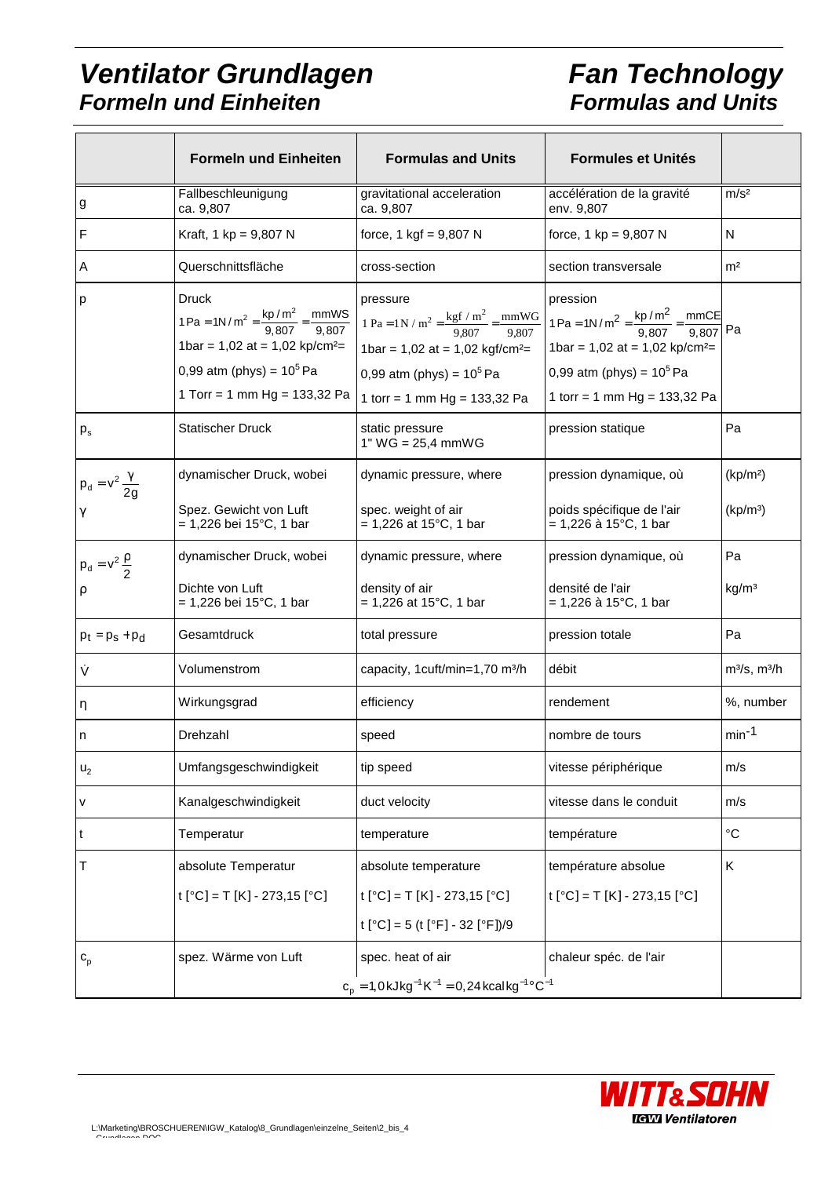# Ventilator Grundlagen
## Formeln und Einheiten

# Fan Technology
## Formulas and Units

| | Formeln und Einheiten | Formulas and Units | Formules et Unités | |
|---|---|---|---|---|
| g | Fallbeschleunigung ca. 9,807 | gravitational acceleration ca. 9,807 | accélération de la gravité env. 9,807 | m/s² |
| F | Kraft, 1 kp = 9,807 N | force, 1 kgf = 9,807 N | force, 1 kp = 9,807 N | N |
| A | Querschnittsfläche | cross-section | section transversale | m² |
| p | Druck $1\,Pa = 1N/m^2 = \frac{kp/m^2}{9,807} = \frac{mmWS}{9,807}$ 1bar = 1,02 at = 1,02 kp/cm²= 0,99 atm (phys) = $10^5$ Pa 1 Torr = 1 mm Hg = 133,32 Pa | pressure $1\,Pa = 1N/m^2 = \frac{kgf/m^2}{9,807} = \frac{mmWG}{9,807}$ 1bar = 1,02 at = 1,02 kgf/cm²= 0,99 atm (phys) = $10^5$ Pa 1 torr = 1 mm Hg = 133,32 Pa | pression $1\,Pa = 1N/m^2 = \frac{kp/m^2}{9,807} = \frac{mmCE}{9,807}$ 1bar = 1,02 at = 1,02 kp/cm²= 0,99 atm (phys) = $10^5$ Pa 1 torr = 1 mm Hg = 133,32 Pa | Pa |
| $p_s$ | Statischer Druck | static pressure 1" WG = 25,4 mmWG | pression statique | Pa |
| $p_d = v^2 \frac{\gamma}{2g}$ $\gamma$ | dynamischer Druck, wobei Spez. Gewicht von Luft = 1,226 bei 15°C, 1 bar | dynamic pressure, where spec. weight of air = 1,226 at 15°C, 1 bar | pression dynamique, où poids spécifique de l'air = 1,226 à 15°C, 1 bar | (kp/m²) (kp/m³) |
| $p_d = v^2 \frac{\rho}{2}$ $\rho$ | dynamischer Druck, wobei Dichte von Luft = 1,226 bei 15°C, 1 bar | dynamic pressure, where density of air = 1,226 at 15°C, 1 bar | pression dynamique, où densité de l'air = 1,226 à 15°C, 1 bar | Pa kg/m³ |
| $p_t = p_s + p_d$ | Gesamtdruck | total pressure | pression totale | Pa |
| $\dot{V}$ | Volumenstrom | capacity, 1cuft/min=1,70 m³/h | débit | m³/s, m³/h |
| $\eta$ | Wirkungsgrad | efficiency | rendement | %, number |
| n | Drehzahl | speed | nombre de tours | $min^{-1}$ |
| $u_2$ | Umfangsgeschwindigkeit | tip speed | vitesse périphérique | m/s |
| v | Kanalgeschwindigkeit | duct velocity | vitesse dans le conduit | m/s |
| t | Temperatur | temperature | température | °C |
| T | absolute Temperatur t [°C] = T [K] - 273,15 [°C] | absolute temperature t [°C] = T [K] - 273,15 [°C] t [°C] = 5 (t [°F] - 32 [°F])/9 | température absolue t [°C] = T [K] - 273,15 [°C] | K |
| $c_p$ | spez. Wärme von Luft | spec. heat of air | chaleur spéc. de l'air | |
| | $c_p = 1{,}0\,kJkg^{-1}K^{-1} = 0{,}24\,kcal\,kg^{-1}{}^\circ C^{-1}$ | | | |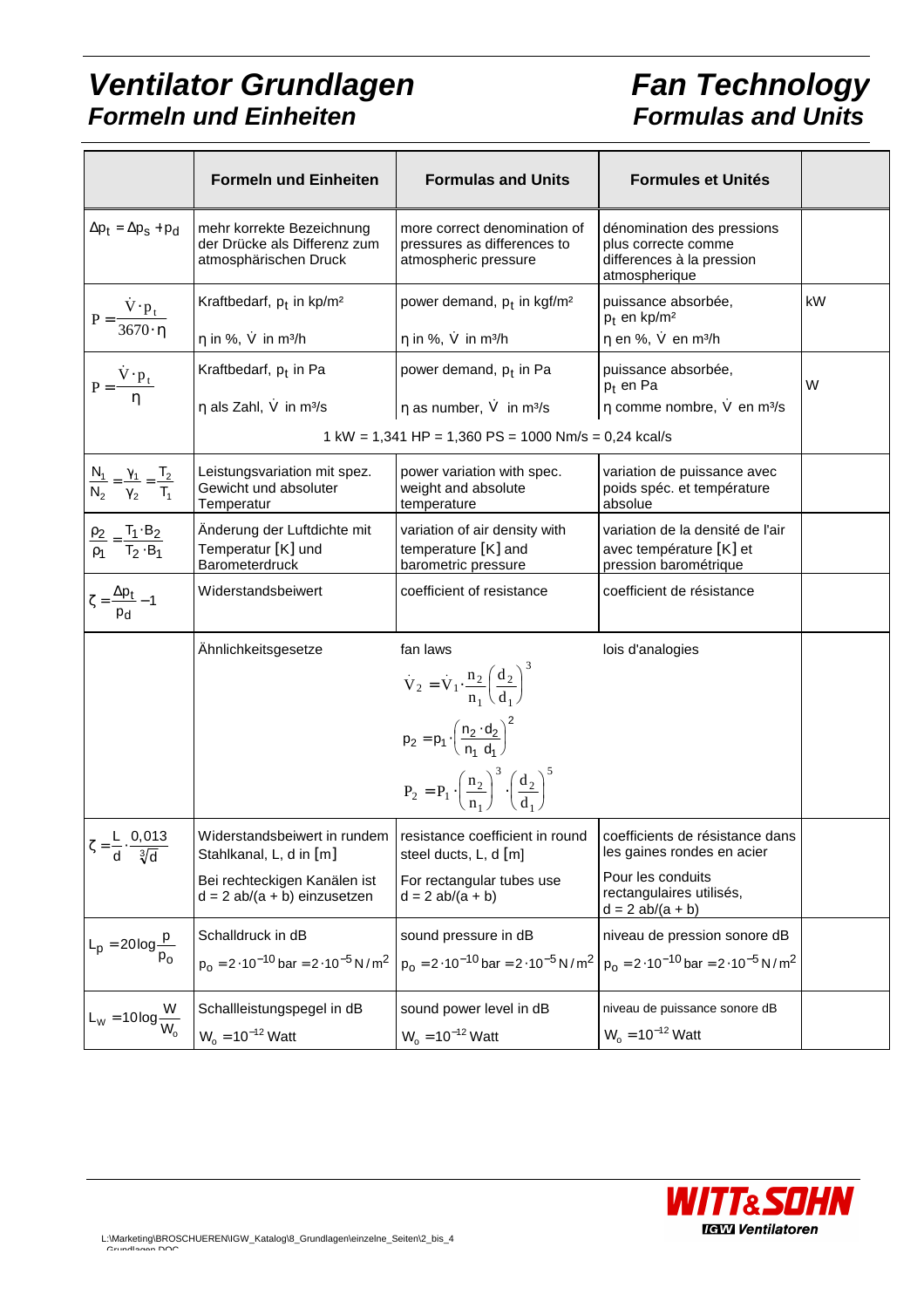# *Ventilator Grundlagen*
## *Formeln und Einheiten*

# *Fan Technology*
## *Formulas and Units*

| | Formeln und Einheiten | Formulas and Units | Formules et Unités | |
|---|---|---|---|---|
| $\Delta p_t = \Delta p_s + p_d$ | mehr korrekte Bezeichnung der Drücke als Differenz zum atmosphärischen Druck | more correct denomination of pressures as differences to atmospheric pressure | dénomination des pressions plus correcte comme differences à la pression atmospherique | |
| $P = \frac{\dot{V} \cdot p_t}{3670 \cdot \eta}$ | Kraftbedarf, $p_t$ in kp/m² <br> η in %, $\dot{V}$ in m³/h | power demand, $p_t$ in kgf/m² <br> η in %, $\dot{V}$ in m³/h | puissance absorbée, $p_t$ en kp/m² <br> η en %, $\dot{V}$ en m³/h | kW |
| $P = \frac{\dot{V} \cdot p_t}{\eta}$ | Kraftbedarf, $p_t$ in Pa <br> η als Zahl, $\dot{V}$ in m³/s | power demand, $p_t$ in Pa <br> η as number, $\dot{V}$ in m³/s | puissance absorbée, $p_t$ en Pa <br> η comme nombre, $\dot{V}$ en m³/s | W |
| | | 1 kW = 1,341 HP = 1,360 PS = 1000 Nm/s = 0,24 kcal/s | | |
| $\frac{N_1}{N_2} = \frac{\gamma_1}{\gamma_2} = \frac{T_2}{T_1}$ | Leistungsvariation mit spez. Gewicht und absoluter Temperatur | power variation with spec. weight and absolute temperature | variation de puissance avec poids spéc. et température absolue | |
| $\frac{\rho_2}{\rho_1} = \frac{T_1 \cdot B_2}{T_2 \cdot B_1}$ | Änderung der Luftdichte mit Temperatur [K] und Barometerdruck | variation of air density with temperature [K] and barometric pressure | variation de la densité de l'air avec température [K] et pression barométrique | |
| $\zeta = \frac{\Delta p_t}{p_d} - 1$ | Widerstandsbeiwert | coefficient of resistance | coefficient de résistance | |
| | Ähnlichkeitsgesetze | fan laws <br> $\dot{V}_2 = \dot{V}_1 \cdot \frac{n_2}{n_1} \left(\frac{d_2}{d_1}\right)^3$ <br> $p_2 = p_1 \cdot \left(\frac{n_2 \cdot d_2}{n_1 \; d_1}\right)^2$ <br> $P_2 = P_1 \cdot \left(\frac{n_2}{n_1}\right)^3 \cdot \left(\frac{d_2}{d_1}\right)^5$ | lois d'analogies | |
| $\zeta = \frac{L}{d} \cdot \frac{0{,}013}{\sqrt[3]{d}}$ | Widerstandsbeiwert in rundem Stahlkanal, L, d in [m] <br> Bei rechteckigen Kanälen ist d = 2 ab/(a + b) einzusetzen | resistance coefficient in round steel ducts, L, d [m] <br> For rectangular tubes use d = 2 ab/(a + b) | coefficients de résistance dans les gaines rondes en acier <br> Pour les conduits rectangulaires utilisés, d = 2 ab/(a + b) | |
| $L_p = 20 \log \frac{p}{p_o}$ | Schalldruck in dB <br> $p_o = 2 \cdot 10^{-10}\,\text{bar} = 2 \cdot 10^{-5}\,\text{N/m}^2$ | sound pressure in dB <br> $p_o = 2 \cdot 10^{-10}\,\text{bar} = 2 \cdot 10^{-5}\,\text{N/m}^2$ | niveau de pression sonore dB <br> $p_o = 2 \cdot 10^{-10}\,\text{bar} = 2 \cdot 10^{-5}\,\text{N/m}^2$ | |
| $L_W = 10 \log \frac{W}{W_o}$ | Schallleistungspegel in dB <br> $W_o = 10^{-12}$ Watt | sound power level in dB <br> $W_o = 10^{-12}$ Watt | niveau de puissance sonore dB <br> $W_o = 10^{-12}$ Watt | |

WITT & SOHN – IGW Ventilatoren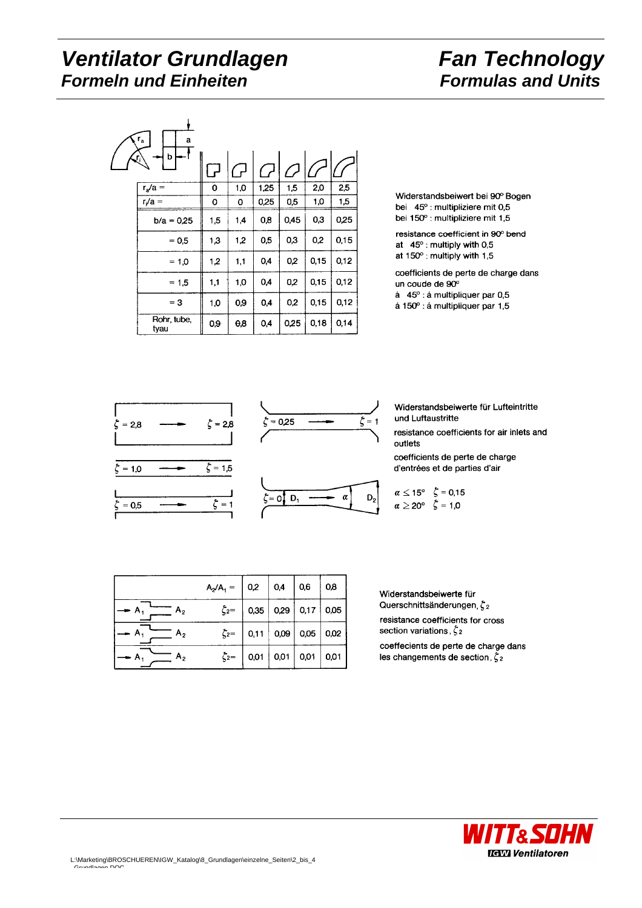# Ventilator Grundlagen

## Formeln und Einheiten

# Fan Technology

## Formulas and Units

| | | | | | | |
|---|---|---|---|---|---|---|
| $r_a/a$ = | 0 | 1,0 | 1,25 | 1,5 | 2,0 | 2,5 |
| $r_i/a$ = | 0 | 0 | 0,25 | 0,5 | 1,0 | 1,5 |
| b/a = 0,25 | 1,5 | 1,4 | 0,8 | 0,45 | 0,3 | 0,25 |
| = 0,5 | 1,3 | 1,2 | 0,5 | 0,3 | 0,2 | 0,15 |
| = 1,0 | 1,2 | 1,1 | 0,4 | 0,2 | 0,15 | 0,12 |
| = 1,5 | 1,1 | 1,0 | 0,4 | 0,2 | 0,15 | 0,12 |
| = 3 | 1,0 | 0,9 | 0,4 | 0,2 | 0,15 | 0,12 |
| Rohr, tube, tyau | 0,9 | 0,8 | 0,4 | 0,25 | 0,18 | 0,14 |

Widerstandsbeiwert bei 90° Bogen
bei 45° : multipliziere mit 0,5
bei 150° : multipliziere mit 1,5

resistance coefficient in 90° bend
at 45° : multiply with 0,5
at 150° : multiply with 1,5

coefficients de perte de charge dans un coude de 90°
à 45° : à multiplier par 0,5
à 150° : à multiplier par 1,5

$\zeta$ = 2,8 $\zeta$ = 2,8

$\zeta$ = 1,0 $\zeta$ = 1,5

$\zeta$ = 0,5 $\zeta$ = 1

$\zeta$ = 0,25 $\zeta$ = 1

$\zeta$ = 0 $D_1$ $\alpha$ $D_2$

Widerstandsbeiwerte für Lufteintritte und Luftaustritte

resistance coefficients for air inlets and outlets

coefficients de perte de charge d'entrées et de parties d'air

$\alpha \leq 15°$ $\zeta = 0{,}15$
$\alpha \geq 20°$ $\zeta = 1{,}0$

| | $A_2/A_1$ = | 0,2 | 0,4 | 0,6 | 0,8 |
|---|---|---|---|---|---|
| $A_1$ → $A_2$ | $\zeta_2$= | 0,35 | 0,29 | 0,17 | 0,05 |
| $A_1$ → $A_2$ | $\zeta_2$= | 0,11 | 0,09 | 0,05 | 0,02 |
| $A_1$ → $A_2$ | $\zeta_2$= | 0,01 | 0,01 | 0,01 | 0,01 |

Widerstandsbeiwerte für Querschnittsänderungen, $\zeta_2$

resistance coefficients for cross section variations, $\zeta_2$

coeffecients de perte de charge dans les changements de section, $\zeta_2$

WITT & SOHN
IGW Ventilatoren

L:\Marketing\BROSCHUEREN\IGW_Katalog\8_Grundlagen\einzelne_Seiten\2_bis_4 Grundlagen.DOC